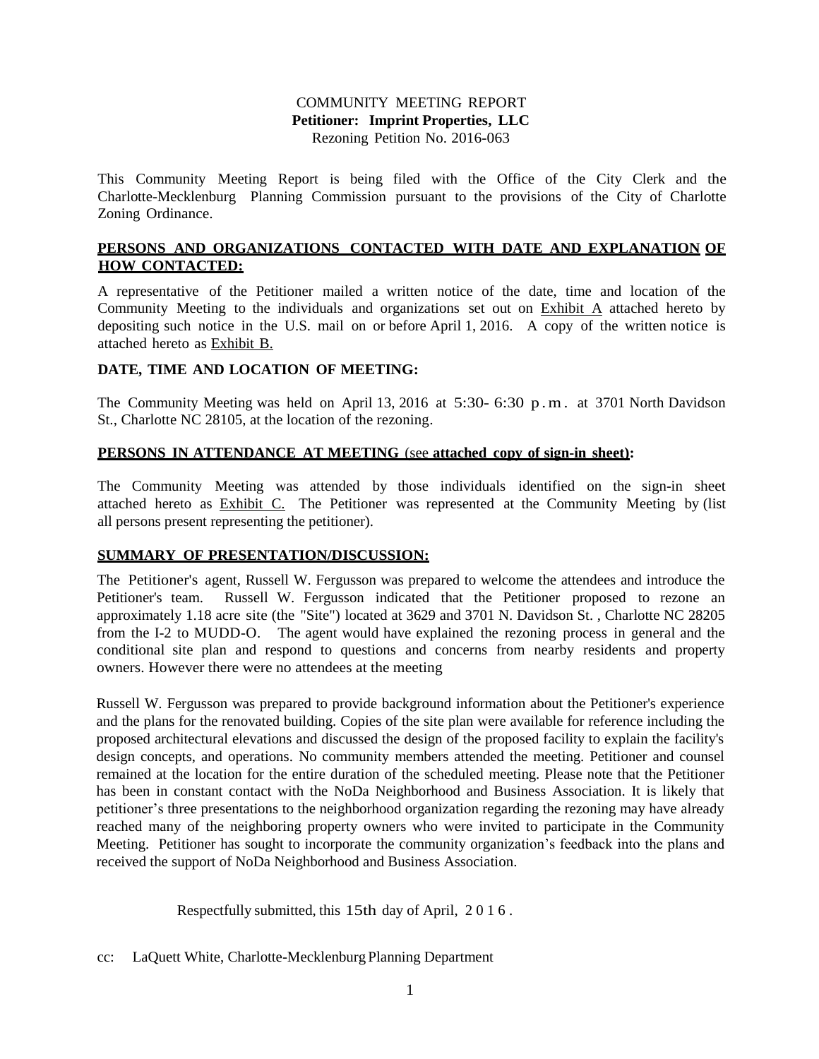COMMUNITY MEETING REPORT
**Petitioner: Imprint Properties, LLC**
Rezoning Petition No. 2016-063

This Community Meeting Report is being filed with the Office of the City Clerk and the Charlotte-Mecklenburg Planning Commission pursuant to the provisions of the City of Charlotte Zoning Ordinance.

**PERSONS AND ORGANIZATIONS CONTACTED WITH DATE AND EXPLANATION OF HOW CONTACTED:**

A representative of the Petitioner mailed a written notice of the date, time and location of the Community Meeting to the individuals and organizations set out on Exhibit A attached hereto by depositing such notice in the U.S. mail on or before April 1, 2016. A copy of the written notice is attached hereto as Exhibit B.

**DATE, TIME AND LOCATION OF MEETING:**

The Community Meeting was held on April 13, 2016 at 5:30- 6:30 p.m. at 3701 North Davidson St., Charlotte NC 28105, at the location of the rezoning.

**PERSONS IN ATTENDANCE AT MEETING** (see **attached copy of sign-in sheet**)**:**

The Community Meeting was attended by those individuals identified on the sign-in sheet attached hereto as Exhibit C. The Petitioner was represented at the Community Meeting by (list all persons present representing the petitioner).

**SUMMARY OF PRESENTATION/DISCUSSION:**

The Petitioner's agent, Russell W. Fergusson was prepared to welcome the attendees and introduce the Petitioner's team. Russell W. Fergusson indicated that the Petitioner proposed to rezone an approximately 1.18 acre site (the "Site") located at 3629 and 3701 N. Davidson St. , Charlotte NC 28205 from the I-2 to MUDD-O. The agent would have explained the rezoning process in general and the conditional site plan and respond to questions and concerns from nearby residents and property owners. However there were no attendees at the meeting

Russell W. Fergusson was prepared to provide background information about the Petitioner's experience and the plans for the renovated building. Copies of the site plan were available for reference including the proposed architectural elevations and discussed the design of the proposed facility to explain the facility's design concepts, and operations. No community members attended the meeting. Petitioner and counsel remained at the location for the entire duration of the scheduled meeting. Please note that the Petitioner has been in constant contact with the NoDa Neighborhood and Business Association. It is likely that petitioner's three presentations to the neighborhood organization regarding the rezoning may have already reached many of the neighboring property owners who were invited to participate in the Community Meeting. Petitioner has sought to incorporate the community organization's feedback into the plans and received the support of NoDa Neighborhood and Business Association.

Respectfully submitted, this 15th day of April, 2016.

cc: LaQuett White, Charlotte-Mecklenburg Planning Department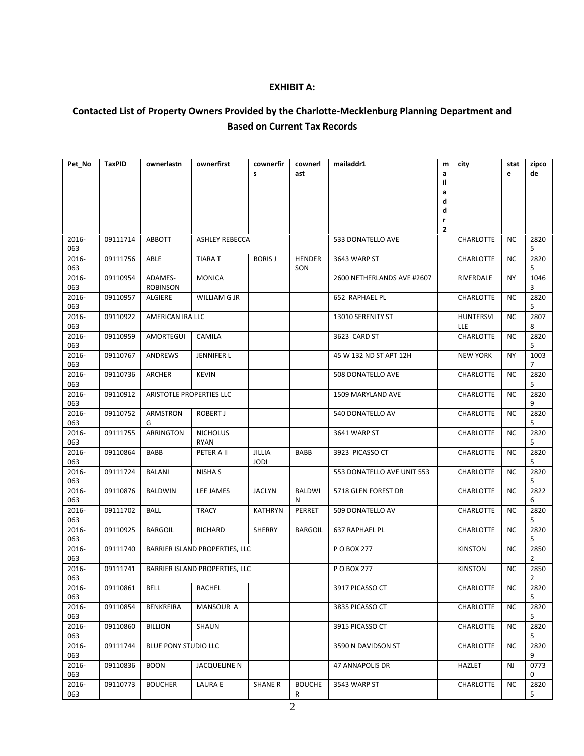**EXHIBIT A:**

**Contacted List of Property Owners Provided by the Charlotte-Mecklenburg Planning Department and Based on Current Tax Records**

| Pet_No | TaxPID | ownerlastn | ownerfirst | cownerfirs | cownerlast | mailaddr1 | mailaddr2 | city | state | zipcode |
|---|---|---|---|---|---|---|---|---|---|---|
| 2016-063 | 09111714 | ABBOTT | ASHLEY REBECCA | | | 533 DONATELLO AVE | | CHARLOTTE | NC | 28205 |
| 2016-063 | 09111756 | ABLE | TIARA T | BORIS J | HENDERSON | 3643 WARP ST | | CHARLOTTE | NC | 28205 |
| 2016-063 | 09110954 | ADAMES-ROBINSON | MONICA | | | 2600 NETHERLANDS AVE #2607 | | RIVERDALE | NY | 10463 |
| 2016-063 | 09110957 | ALGIERE | WILLIAM G JR | | | 652 RAPHAEL PL | | CHARLOTTE | NC | 28205 |
| 2016-063 | 09110922 | AMERICAN IRA LLC | | | | 13010 SERENITY ST | | HUNTERSVILLE | NC | 28078 |
| 2016-063 | 09110959 | AMORTEGUI | CAMILA | | | 3623 CARD ST | | CHARLOTTE | NC | 28205 |
| 2016-063 | 09110767 | ANDREWS | JENNIFER L | | | 45 W 132 ND ST APT 12H | | NEW YORK | NY | 10037 |
| 2016-063 | 09110736 | ARCHER | KEVIN | | | 508 DONATELLO AVE | | CHARLOTTE | NC | 28205 |
| 2016-063 | 09110912 | ARISTOTLE PROPERTIES LLC | | | | 1509 MARYLAND AVE | | CHARLOTTE | NC | 28209 |
| 2016-063 | 09110752 | ARMSTRONG | ROBERT J | | | 540 DONATELLO AV | | CHARLOTTE | NC | 28205 |
| 2016-063 | 09111755 | ARRINGTON | NICHOLUS RYAN | | | 3641 WARP ST | | CHARLOTTE | NC | 28205 |
| 2016-063 | 09110864 | BABB | PETER A II | JILLIA JODI | BABB | 3923 PICASSO CT | | CHARLOTTE | NC | 28205 |
| 2016-063 | 09111724 | BALANI | NISHA S | | | 553 DONATELLO AVE UNIT 553 | | CHARLOTTE | NC | 28205 |
| 2016-063 | 09110876 | BALDWIN | LEE JAMES | JACLYN | BALDWIN | 5718 GLEN FOREST DR | | CHARLOTTE | NC | 28226 |
| 2016-063 | 09111702 | BALL | TRACY | KATHRYN | PERRET | 509 DONATELLO AV | | CHARLOTTE | NC | 28205 |
| 2016-063 | 09110925 | BARGOIL | RICHARD | SHERRY | BARGOIL | 637 RAPHAEL PL | | CHARLOTTE | NC | 28205 |
| 2016-063 | 09111740 | BARRIER ISLAND PROPERTIES, LLC | | | | P O BOX 277 | | KINSTON | NC | 28502 |
| 2016-063 | 09111741 | BARRIER ISLAND PROPERTIES, LLC | | | | P O BOX 277 | | KINSTON | NC | 28502 |
| 2016-063 | 09110861 | BELL | RACHEL | | | 3917 PICASSO CT | | CHARLOTTE | NC | 28205 |
| 2016-063 | 09110854 | BENKREIRA | MANSOUR A | | | 3835 PICASSO CT | | CHARLOTTE | NC | 28205 |
| 2016-063 | 09110860 | BILLION | SHAUN | | | 3915 PICASSO CT | | CHARLOTTE | NC | 28205 |
| 2016-063 | 09111744 | BLUE PONY STUDIO LLC | | | | 3590 N DAVIDSON ST | | CHARLOTTE | NC | 28209 |
| 2016-063 | 09110836 | BOON | JACQUELINE N | | | 47 ANNAPOLIS DR | | HAZLET | NJ | 07730 |
| 2016-063 | 09110773 | BOUCHER | LAURA E | SHANE R | BOUCHER | 3543 WARP ST | | CHARLOTTE | NC | 28205 |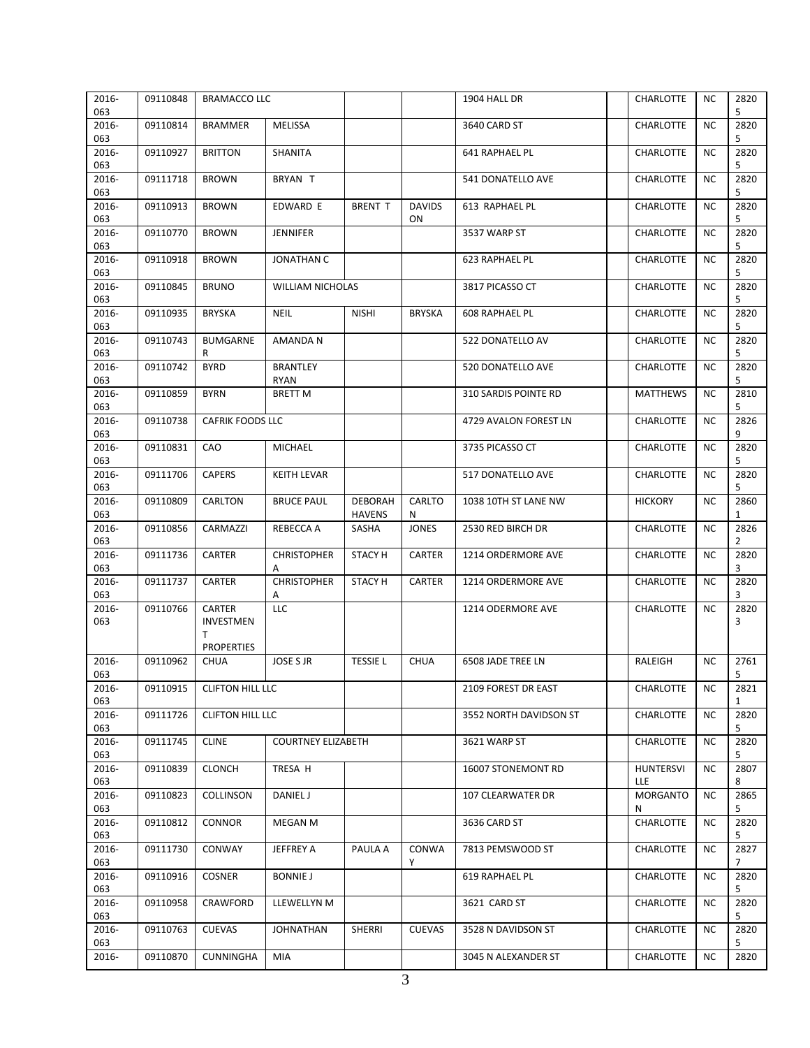| | | | | | | | | | | |
|---|---|---|---|---|---|---|---|---|---|---|
| 2016-063 | 09110848 | BRAMACCO LLC | | | | 1904 HALL DR | | CHARLOTTE | NC | 28205 |
| 2016-063 | 09110814 | BRAMMER | MELISSA | | | 3640 CARD ST | | CHARLOTTE | NC | 28205 |
| 2016-063 | 09110927 | BRITTON | SHANITA | | | 641 RAPHAEL PL | | CHARLOTTE | NC | 28205 |
| 2016-063 | 09111718 | BROWN | BRYAN T | | | 541 DONATELLO AVE | | CHARLOTTE | NC | 28205 |
| 2016-063 | 09110913 | BROWN | EDWARD E | BRENT T | DAVIDSON | 613 RAPHAEL PL | | CHARLOTTE | NC | 28205 |
| 2016-063 | 09110770 | BROWN | JENNIFER | | | 3537 WARP ST | | CHARLOTTE | NC | 28205 |
| 2016-063 | 09110918 | BROWN | JONATHAN C | | | 623 RAPHAEL PL | | CHARLOTTE | NC | 28205 |
| 2016-063 | 09110845 | BRUNO | WILLIAM NICHOLAS | | | 3817 PICASSO CT | | CHARLOTTE | NC | 28205 |
| 2016-063 | 09110935 | BRYSKA | NEIL | NISHI | BRYSKA | 608 RAPHAEL PL | | CHARLOTTE | NC | 28205 |
| 2016-063 | 09110743 | BUMGARNER | AMANDA N | | | 522 DONATELLO AV | | CHARLOTTE | NC | 28205 |
| 2016-063 | 09110742 | BYRD | BRANTLEY RYAN | | | 520 DONATELLO AVE | | CHARLOTTE | NC | 28205 |
| 2016-063 | 09110859 | BYRN | BRETT M | | | 310 SARDIS POINTE RD | | MATTHEWS | NC | 28105 |
| 2016-063 | 09110738 | CAFRIK FOODS LLC | | | | 4729 AVALON FOREST LN | | CHARLOTTE | NC | 28269 |
| 2016-063 | 09110831 | CAO | MICHAEL | | | 3735 PICASSO CT | | CHARLOTTE | NC | 28205 |
| 2016-063 | 09111706 | CAPERS | KEITH LEVAR | | | 517 DONATELLO AVE | | CHARLOTTE | NC | 28205 |
| 2016-063 | 09110809 | CARLTON | BRUCE PAUL | DEBORAH HAVENS | CARLTON | 1038 10TH ST LANE NW | | HICKORY | NC | 28601 |
| 2016-063 | 09110856 | CARMAZZI | REBECCA A | SASHA | JONES | 2530 RED BIRCH DR | | CHARLOTTE | NC | 28262 |
| 2016-063 | 09111736 | CARTER | CHRISTOPHER A | STACY H | CARTER | 1214 ORDERMORE AVE | | CHARLOTTE | NC | 28203 |
| 2016-063 | 09111737 | CARTER | CHRISTOPHER A | STACY H | CARTER | 1214 ORDERMORE AVE | | CHARLOTTE | NC | 28203 |
| 2016-063 | 09110766 | CARTER INVESTMENT PROPERTIES | LLC | | | 1214 ODERMORE AVE | | CHARLOTTE | NC | 28203 |
| 2016-063 | 09110962 | CHUA | JOSE S JR | TESSIE L | CHUA | 6508 JADE TREE LN | | RALEIGH | NC | 27615 |
| 2016-063 | 09110915 | CLIFTON HILL LLC | | | | 2109 FOREST DR EAST | | CHARLOTTE | NC | 28211 |
| 2016-063 | 09111726 | CLIFTON HILL LLC | | | | 3552 NORTH DAVIDSON ST | | CHARLOTTE | NC | 28205 |
| 2016-063 | 09111745 | CLINE | COURTNEY ELIZABETH | | | 3621 WARP ST | | CHARLOTTE | NC | 28205 |
| 2016-063 | 09110839 | CLONCH | TRESA H | | | 16007 STONEMONT RD | | HUNTERSVILLE | NC | 28078 |
| 2016-063 | 09110823 | COLLINSON | DANIEL J | | | 107 CLEARWATER DR | | MORGANTON | NC | 28655 |
| 2016-063 | 09110812 | CONNOR | MEGAN M | | | 3636 CARD ST | | CHARLOTTE | NC | 28205 |
| 2016-063 | 09111730 | CONWAY | JEFFREY A | PAULA A | CONWAY | 7813 PEMSWOOD ST | | CHARLOTTE | NC | 28277 |
| 2016-063 | 09110916 | COSNER | BONNIE J | | | 619 RAPHAEL PL | | CHARLOTTE | NC | 28205 |
| 2016-063 | 09110958 | CRAWFORD | LLEWELLYN M | | | 3621 CARD ST | | CHARLOTTE | NC | 28205 |
| 2016-063 | 09110763 | CUEVAS | JOHNATHAN | SHERRI | CUEVAS | 3528 N DAVIDSON ST | | CHARLOTTE | NC | 28205 |
| 2016- | 09110870 | CUNNINGHA | MIA | | | 3045 N ALEXANDER ST | | CHARLOTTE | NC | 2820 |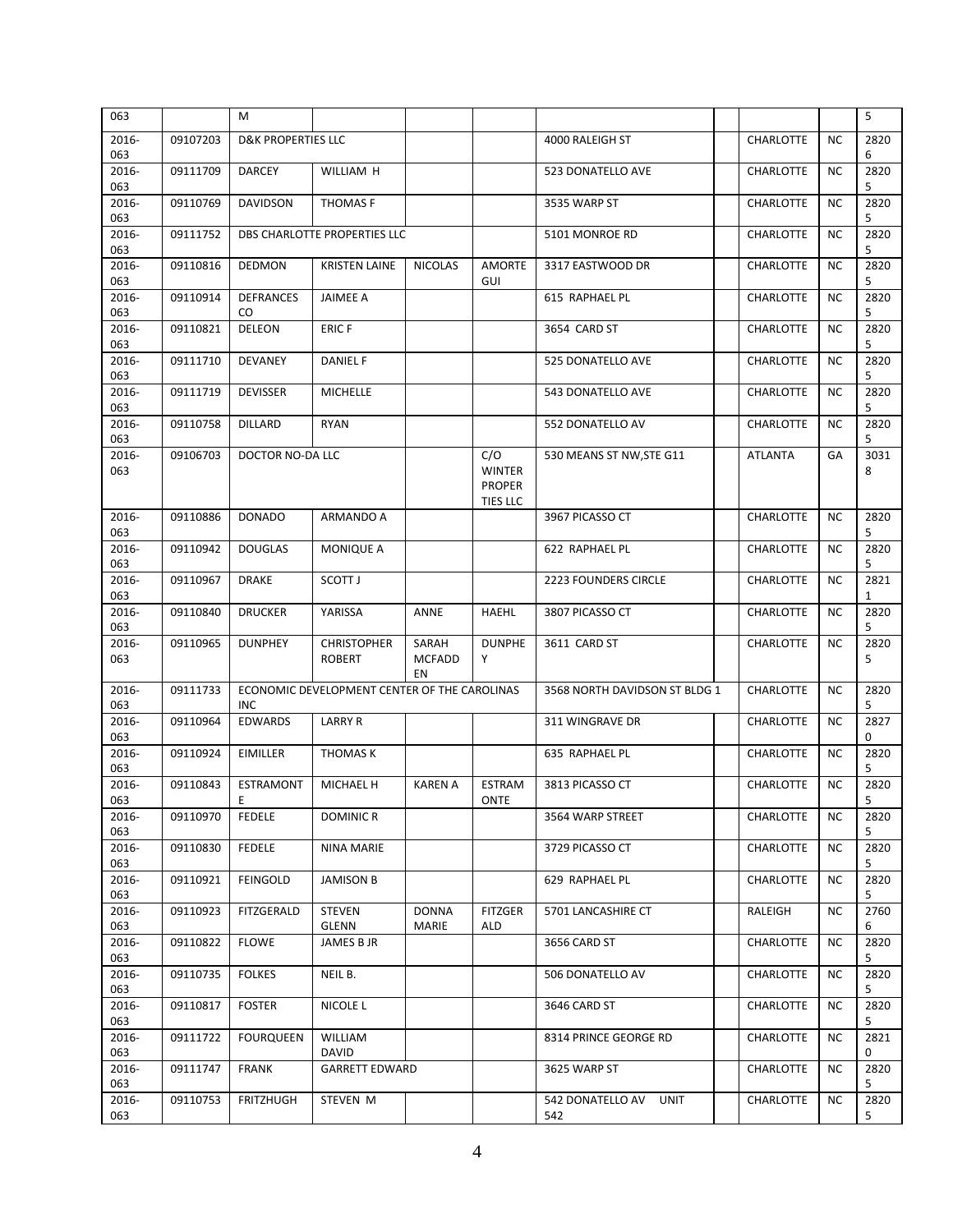| | | | | | | | | | | |
|---|---|---|---|---|---|---|---|---|---|---|
| 063 | | M | | | | | | | | 5 |
| 2016-063 | 09107203 | D&K PROPERTIES LLC | | | | 4000 RALEIGH ST | | CHARLOTTE | NC | 28206 |
| 2016-063 | 09111709 | DARCEY | WILLIAM H | | | 523 DONATELLO AVE | | CHARLOTTE | NC | 28205 |
| 2016-063 | 09110769 | DAVIDSON | THOMAS F | | | 3535 WARP ST | | CHARLOTTE | NC | 28205 |
| 2016-063 | 09111752 | DBS CHARLOTTE PROPERTIES LLC | | | | 5101 MONROE RD | | CHARLOTTE | NC | 28205 |
| 2016-063 | 09110816 | DEDMON | KRISTEN LAINE | NICOLAS | AMORTEGUI | 3317 EASTWOOD DR | | CHARLOTTE | NC | 28205 |
| 2016-063 | 09110914 | DEFRANCESCO | JAIMEE A | | | 615 RAPHAEL PL | | CHARLOTTE | NC | 28205 |
| 2016-063 | 09110821 | DELEON | ERIC F | | | 3654 CARD ST | | CHARLOTTE | NC | 28205 |
| 2016-063 | 09111710 | DEVANEY | DANIEL F | | | 525 DONATELLO AVE | | CHARLOTTE | NC | 28205 |
| 2016-063 | 09111719 | DEVISSER | MICHELLE | | | 543 DONATELLO AVE | | CHARLOTTE | NC | 28205 |
| 2016-063 | 09110758 | DILLARD | RYAN | | | 552 DONATELLO AV | | CHARLOTTE | NC | 28205 |
| 2016-063 | 09106703 | DOCTOR NO-DA LLC | | | C/O WINTER PROPERTIES LLC | 530 MEANS ST NW,STE G11 | | ATLANTA | GA | 30318 |
| 2016-063 | 09110886 | DONADO | ARMANDO A | | | 3967 PICASSO CT | | CHARLOTTE | NC | 28205 |
| 2016-063 | 09110942 | DOUGLAS | MONIQUE A | | | 622 RAPHAEL PL | | CHARLOTTE | NC | 28205 |
| 2016-063 | 09110967 | DRAKE | SCOTT J | | | 2223 FOUNDERS CIRCLE | | CHARLOTTE | NC | 28211 |
| 2016-063 | 09110840 | DRUCKER | YARISSA | ANNE | HAEHL | 3807 PICASSO CT | | CHARLOTTE | NC | 28205 |
| 2016-063 | 09110965 | DUNPHEY | CHRISTOPHER ROBERT | SARAH MCFADDEN | DUNPHEY | 3611 CARD ST | | CHARLOTTE | NC | 28205 |
| 2016-063 | 09111733 | ECONOMIC DEVELOPMENT CENTER OF THE CAROLINAS INC | | | | 3568 NORTH DAVIDSON ST BLDG 1 | | CHARLOTTE | NC | 28205 |
| 2016-063 | 09110964 | EDWARDS | LARRY R | | | 311 WINGRAVE DR | | CHARLOTTE | NC | 28270 |
| 2016-063 | 09110924 | EIMILLER | THOMAS K | | | 635 RAPHAEL PL | | CHARLOTTE | NC | 28205 |
| 2016-063 | 09110843 | ESTRAMONTE | MICHAEL H | KAREN A | ESTRAMONTE | 3813 PICASSO CT | | CHARLOTTE | NC | 28205 |
| 2016-063 | 09110970 | FEDELE | DOMINIC R | | | 3564 WARP STREET | | CHARLOTTE | NC | 28205 |
| 2016-063 | 09110830 | FEDELE | NINA MARIE | | | 3729 PICASSO CT | | CHARLOTTE | NC | 28205 |
| 2016-063 | 09110921 | FEINGOLD | JAMISON B | | | 629 RAPHAEL PL | | CHARLOTTE | NC | 28205 |
| 2016-063 | 09110923 | FITZGERALD | STEVEN GLENN | DONNA MARIE | FITZGERALD | 5701 LANCASHIRE CT | | RALEIGH | NC | 27606 |
| 2016-063 | 09110822 | FLOWE | JAMES B JR | | | 3656 CARD ST | | CHARLOTTE | NC | 28205 |
| 2016-063 | 09110735 | FOLKES | NEIL B. | | | 506 DONATELLO AV | | CHARLOTTE | NC | 28205 |
| 2016-063 | 09110817 | FOSTER | NICOLE L | | | 3646 CARD ST | | CHARLOTTE | NC | 28205 |
| 2016-063 | 09111722 | FOURQUEEN | WILLIAM DAVID | | | 8314 PRINCE GEORGE RD | | CHARLOTTE | NC | 28210 |
| 2016-063 | 09111747 | FRANK | GARRETT EDWARD | | | 3625 WARP ST | | CHARLOTTE | NC | 28205 |
| 2016-063 | 09110753 | FRITZHUGH | STEVEN M | | | 542 DONATELLO AV UNIT 542 | | CHARLOTTE | NC | 28205 |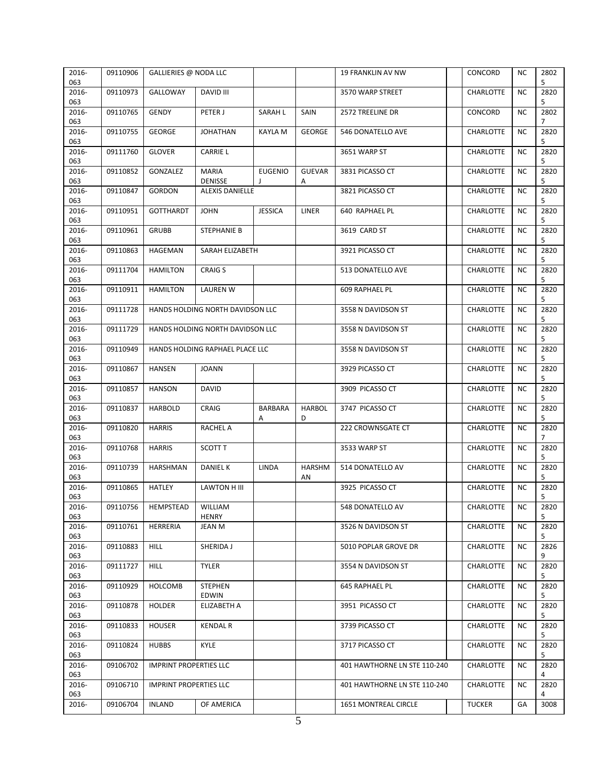| 2016-063 | 09110906 | GALLIERIES @ NODA LLC | | | | 19 FRANKLIN AV NW | | CONCORD | NC | 28025 |
|---|---|---|---|---|---|---|---|---|---|---|
| 2016-063 | 09110973 | GALLOWAY | DAVID III | | | 3570 WARP STREET | | CHARLOTTE | NC | 28205 |
| 2016-063 | 09110765 | GENDY | PETER J | SARAH L | SAIN | 2572 TREELINE DR | | CONCORD | NC | 28027 |
| 2016-063 | 09110755 | GEORGE | JOHATHAN | KAYLA M | GEORGE | 546 DONATELLO AVE | | CHARLOTTE | NC | 28205 |
| 2016-063 | 09111760 | GLOVER | CARRIE L | | | 3651 WARP ST | | CHARLOTTE | NC | 28205 |
| 2016-063 | 09110852 | GONZALEZ | MARIA DENISSE | EUGENIO J | GUEVARA | 3831 PICASSO CT | | CHARLOTTE | NC | 28205 |
| 2016-063 | 09110847 | GORDON | ALEXIS DANIELLE | | | 3821 PICASSO CT | | CHARLOTTE | NC | 28205 |
| 2016-063 | 09110951 | GOTTHARDT | JOHN | JESSICA | LINER | 640 RAPHAEL PL | | CHARLOTTE | NC | 28205 |
| 2016-063 | 09110961 | GRUBB | STEPHANIE B | | | 3619 CARD ST | | CHARLOTTE | NC | 28205 |
| 2016-063 | 09110863 | HAGEMAN | SARAH ELIZABETH | | | 3921 PICASSO CT | | CHARLOTTE | NC | 28205 |
| 2016-063 | 09111704 | HAMILTON | CRAIG S | | | 513 DONATELLO AVE | | CHARLOTTE | NC | 28205 |
| 2016-063 | 09110911 | HAMILTON | LAUREN W | | | 609 RAPHAEL PL | | CHARLOTTE | NC | 28205 |
| 2016-063 | 09111728 | HANDS HOLDING NORTH DAVIDSON LLC | | | | 3558 N DAVIDSON ST | | CHARLOTTE | NC | 28205 |
| 2016-063 | 09111729 | HANDS HOLDING NORTH DAVIDSON LLC | | | | 3558 N DAVIDSON ST | | CHARLOTTE | NC | 28205 |
| 2016-063 | 09110949 | HANDS HOLDING RAPHAEL PLACE LLC | | | | 3558 N DAVIDSON ST | | CHARLOTTE | NC | 28205 |
| 2016-063 | 09110867 | HANSEN | JOANN | | | 3929 PICASSO CT | | CHARLOTTE | NC | 28205 |
| 2016-063 | 09110857 | HANSON | DAVID | | | 3909 PICASSO CT | | CHARLOTTE | NC | 28205 |
| 2016-063 | 09110837 | HARBOLD | CRAIG | BARBARA A | HARBOLD | 3747 PICASSO CT | | CHARLOTTE | NC | 28205 |
| 2016-063 | 09110820 | HARRIS | RACHEL A | | | 222 CROWNSGATE CT | | CHARLOTTE | NC | 28207 |
| 2016-063 | 09110768 | HARRIS | SCOTT T | | | 3533 WARP ST | | CHARLOTTE | NC | 28205 |
| 2016-063 | 09110739 | HARSHMAN | DANIEL K | LINDA | HARSHMAN | 514 DONATELLO AV | | CHARLOTTE | NC | 28205 |
| 2016-063 | 09110865 | HATLEY | LAWTON H III | | | 3925 PICASSO CT | | CHARLOTTE | NC | 28205 |
| 2016-063 | 09110756 | HEMPSTEAD | WILLIAM HENRY | | | 548 DONATELLO AV | | CHARLOTTE | NC | 28205 |
| 2016-063 | 09110761 | HERRERIA | JEAN M | | | 3526 N DAVIDSON ST | | CHARLOTTE | NC | 28205 |
| 2016-063 | 09110883 | HILL | SHERIDA J | | | 5010 POPLAR GROVE DR | | CHARLOTTE | NC | 28269 |
| 2016-063 | 09111727 | HILL | TYLER | | | 3554 N DAVIDSON ST | | CHARLOTTE | NC | 28205 |
| 2016-063 | 09110929 | HOLCOMB | STEPHEN EDWIN | | | 645 RAPHAEL PL | | CHARLOTTE | NC | 28205 |
| 2016-063 | 09110878 | HOLDER | ELIZABETH A | | | 3951 PICASSO CT | | CHARLOTTE | NC | 28205 |
| 2016-063 | 09110833 | HOUSER | KENDAL R | | | 3739 PICASSO CT | | CHARLOTTE | NC | 28205 |
| 2016-063 | 09110824 | HUBBS | KYLE | | | 3717 PICASSO CT | | CHARLOTTE | NC | 28205 |
| 2016-063 | 09106702 | IMPRINT PROPERTIES LLC | | | | 401 HAWTHORNE LN STE 110-240 | | CHARLOTTE | NC | 28204 |
| 2016-063 | 09106710 | IMPRINT PROPERTIES LLC | | | | 401 HAWTHORNE LN STE 110-240 | | CHARLOTTE | NC | 28204 |
| 2016- | 09106704 | INLAND | OF AMERICA | | | 1651 MONTREAL CIRCLE | | TUCKER | GA | 3008 |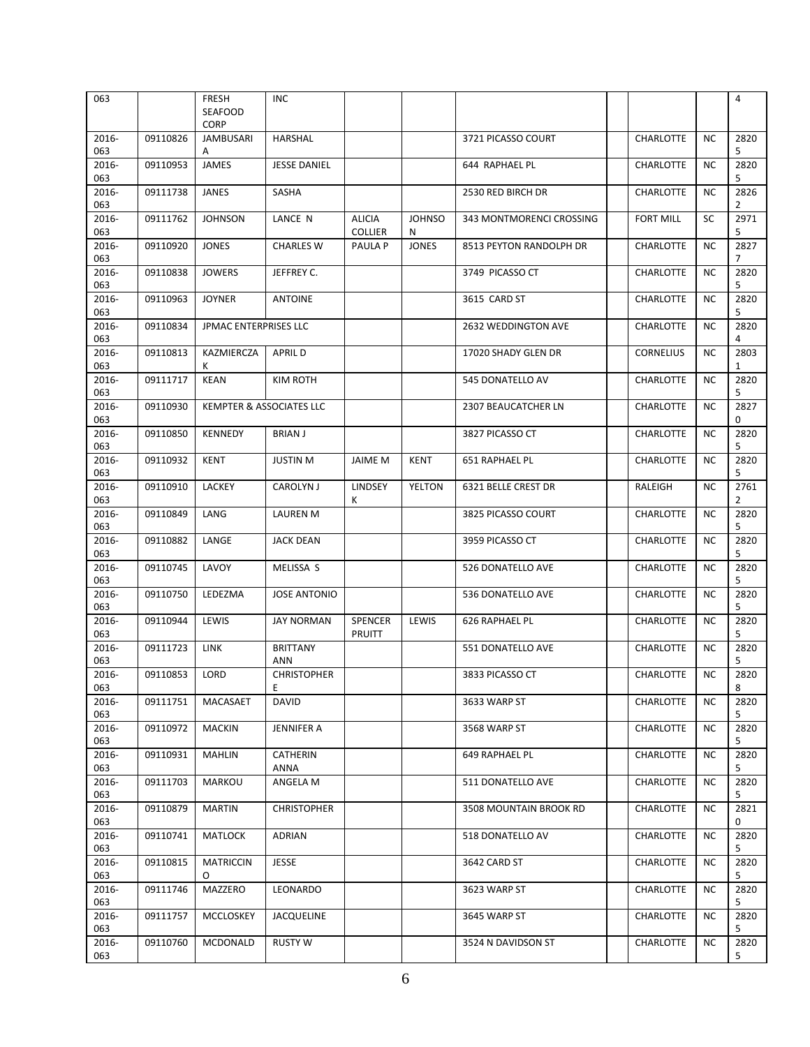| 063 | | FRESH SEAFOOD CORP | INC | | | | | | | 4 |
|---|---|---|---|---|---|---|---|---|---|---|
| 2016-063 | 09110826 | JAMBUSARIA | HARSHAL | | | 3721 PICASSO COURT | | CHARLOTTE | NC | 28205 |
| 2016-063 | 09110953 | JAMES | JESSE DANIEL | | | 644 RAPHAEL PL | | CHARLOTTE | NC | 28205 |
| 2016-063 | 09111738 | JANES | SASHA | | | 2530 RED BIRCH DR | | CHARLOTTE | NC | 28262 |
| 2016-063 | 09111762 | JOHNSON | LANCE N | ALICIA COLLIER | JOHNSON | 343 MONTMORENCI CROSSING | | FORT MILL | SC | 29715 |
| 2016-063 | 09110920 | JONES | CHARLES W | PAULA P | JONES | 8513 PEYTON RANDOLPH DR | | CHARLOTTE | NC | 28277 |
| 2016-063 | 09110838 | JOWERS | JEFFREY C. | | | 3749 PICASSO CT | | CHARLOTTE | NC | 28205 |
| 2016-063 | 09110963 | JOYNER | ANTOINE | | | 3615 CARD ST | | CHARLOTTE | NC | 28205 |
| 2016-063 | 09110834 | JPMAC ENTERPRISES LLC | | | | 2632 WEDDINGTON AVE | | CHARLOTTE | NC | 28204 |
| 2016-063 | 09110813 | KAZMIERCZAK | APRIL D | | | 17020 SHADY GLEN DR | | CORNELIUS | NC | 28031 |
| 2016-063 | 09111717 | KEAN | KIM ROTH | | | 545 DONATELLO AV | | CHARLOTTE | NC | 28205 |
| 2016-063 | 09110930 | KEMPTER & ASSOCIATES LLC | | | | 2307 BEAUCATCHER LN | | CHARLOTTE | NC | 28270 |
| 2016-063 | 09110850 | KENNEDY | BRIAN J | | | 3827 PICASSO CT | | CHARLOTTE | NC | 28205 |
| 2016-063 | 09110932 | KENT | JUSTIN M | JAIME M | KENT | 651 RAPHAEL PL | | CHARLOTTE | NC | 28205 |
| 2016-063 | 09110910 | LACKEY | CAROLYN J | LINDSEY K | YELTON | 6321 BELLE CREST DR | | RALEIGH | NC | 27612 |
| 2016-063 | 09110849 | LANG | LAUREN M | | | 3825 PICASSO COURT | | CHARLOTTE | NC | 28205 |
| 2016-063 | 09110882 | LANGE | JACK DEAN | | | 3959 PICASSO CT | | CHARLOTTE | NC | 28205 |
| 2016-063 | 09110745 | LAVOY | MELISSA S | | | 526 DONATELLO AVE | | CHARLOTTE | NC | 28205 |
| 2016-063 | 09110750 | LEDEZMA | JOSE ANTONIO | | | 536 DONATELLO AVE | | CHARLOTTE | NC | 28205 |
| 2016-063 | 09110944 | LEWIS | JAY NORMAN | SPENCER PRUITT | LEWIS | 626 RAPHAEL PL | | CHARLOTTE | NC | 28205 |
| 2016-063 | 09111723 | LINK | BRITTANY ANN | | | 551 DONATELLO AVE | | CHARLOTTE | NC | 28205 |
| 2016-063 | 09110853 | LORD | CHRISTOPHER E | | | 3833 PICASSO CT | | CHARLOTTE | NC | 28208 |
| 2016-063 | 09111751 | MACASAET | DAVID | | | 3633 WARP ST | | CHARLOTTE | NC | 28205 |
| 2016-063 | 09110972 | MACKIN | JENNIFER A | | | 3568 WARP ST | | CHARLOTTE | NC | 28205 |
| 2016-063 | 09110931 | MAHLIN | CATHERIN ANNA | | | 649 RAPHAEL PL | | CHARLOTTE | NC | 28205 |
| 2016-063 | 09111703 | MARKOU | ANGELA M | | | 511 DONATELLO AVE | | CHARLOTTE | NC | 28205 |
| 2016-063 | 09110879 | MARTIN | CHRISTOPHER | | | 3508 MOUNTAIN BROOK RD | | CHARLOTTE | NC | 28210 |
| 2016-063 | 09110741 | MATLOCK | ADRIAN | | | 518 DONATELLO AV | | CHARLOTTE | NC | 28205 |
| 2016-063 | 09110815 | MATRICCINO | JESSE | | | 3642 CARD ST | | CHARLOTTE | NC | 28205 |
| 2016-063 | 09111746 | MAZZERO | LEONARDO | | | 3623 WARP ST | | CHARLOTTE | NC | 28205 |
| 2016-063 | 09111757 | MCCLOSKEY | JACQUELINE | | | 3645 WARP ST | | CHARLOTTE | NC | 28205 |
| 2016-063 | 09110760 | MCDONALD | RUSTY W | | | 3524 N DAVIDSON ST | | CHARLOTTE | NC | 28205 |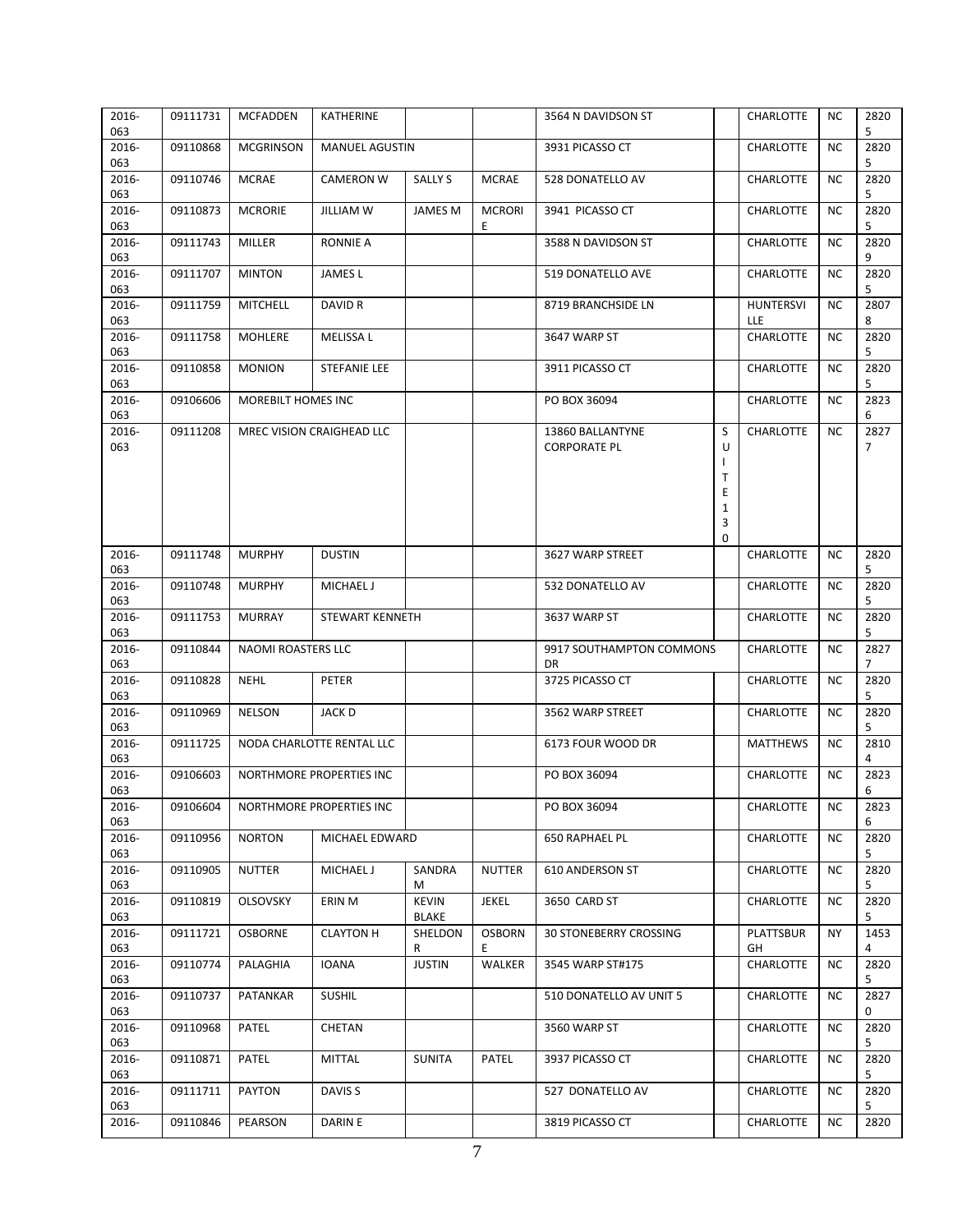| 2016-063 | 09111731 | MCFADDEN | KATHERINE | | | 3564 N DAVIDSON ST | | CHARLOTTE | NC | 28205 |
|---|---|---|---|---|---|---|---|---|---|---|
| 2016-063 | 09110868 | MCGRINSON | MANUEL AGUSTIN | | | 3931 PICASSO CT | | CHARLOTTE | NC | 28205 |
| 2016-063 | 09110746 | MCRAE | CAMERON W | SALLY S | MCRAE | 528 DONATELLO AV | | CHARLOTTE | NC | 28205 |
| 2016-063 | 09110873 | MCRORIE | JILLIAM W | JAMES M | MCRORIE | 3941 PICASSO CT | | CHARLOTTE | NC | 28205 |
| 2016-063 | 09111743 | MILLER | RONNIE A | | | 3588 N DAVIDSON ST | | CHARLOTTE | NC | 28209 |
| 2016-063 | 09111707 | MINTON | JAMES L | | | 519 DONATELLO AVE | | CHARLOTTE | NC | 28205 |
| 2016-063 | 09111759 | MITCHELL | DAVID R | | | 8719 BRANCHSIDE LN | | HUNTERSVILLE | NC | 28078 |
| 2016-063 | 09111758 | MOHLERE | MELISSA L | | | 3647 WARP ST | | CHARLOTTE | NC | 28205 |
| 2016-063 | 09110858 | MONION | STEFANIE LEE | | | 3911 PICASSO CT | | CHARLOTTE | NC | 28205 |
| 2016-063 | 09106606 | MOREBILT HOMES INC | | | | PO BOX 36094 | | CHARLOTTE | NC | 28236 |
| 2016-063 | 09111208 | MREC VISION CRAIGHEAD LLC | | | | 13860 BALLANTYNE CORPORATE PL | SUITE 130 | CHARLOTTE | NC | 28277 |
| 2016-063 | 09111748 | MURPHY | DUSTIN | | | 3627 WARP STREET | | CHARLOTTE | NC | 28205 |
| 2016-063 | 09110748 | MURPHY | MICHAEL J | | | 532 DONATELLO AV | | CHARLOTTE | NC | 28205 |
| 2016-063 | 09111753 | MURRAY | STEWART KENNETH | | | 3637 WARP ST | | CHARLOTTE | NC | 28205 |
| 2016-063 | 09110844 | NAOMI ROASTERS LLC | | | | 9917 SOUTHAMPTON COMMONS DR | | CHARLOTTE | NC | 28277 |
| 2016-063 | 09110828 | NEHL | PETER | | | 3725 PICASSO CT | | CHARLOTTE | NC | 28205 |
| 2016-063 | 09110969 | NELSON | JACK D | | | 3562 WARP STREET | | CHARLOTTE | NC | 28205 |
| 2016-063 | 09111725 | NODA CHARLOTTE RENTAL LLC | | | | 6173 FOUR WOOD DR | | MATTHEWS | NC | 28104 |
| 2016-063 | 09106603 | NORTHMORE PROPERTIES INC | | | | PO BOX 36094 | | CHARLOTTE | NC | 28236 |
| 2016-063 | 09106604 | NORTHMORE PROPERTIES INC | | | | PO BOX 36094 | | CHARLOTTE | NC | 28236 |
| 2016-063 | 09110956 | NORTON | MICHAEL EDWARD | | | 650 RAPHAEL PL | | CHARLOTTE | NC | 28205 |
| 2016-063 | 09110905 | NUTTER | MICHAEL J | SANDRA M | NUTTER | 610 ANDERSON ST | | CHARLOTTE | NC | 28205 |
| 2016-063 | 09110819 | OLSOVSKY | ERIN M | KEVIN BLAKE | JEKEL | 3650 CARD ST | | CHARLOTTE | NC | 28205 |
| 2016-063 | 09111721 | OSBORNE | CLAYTON H | SHELDON R | OSBORNE | 30 STONEBERRY CROSSING | | PLATTSBURGH | NY | 14534 |
| 2016-063 | 09110774 | PALAGHIA | IOANA | JUSTIN | WALKER | 3545 WARP ST#175 | | CHARLOTTE | NC | 28205 |
| 2016-063 | 09110737 | PATANKAR | SUSHIL | | | 510 DONATELLO AV UNIT 5 | | CHARLOTTE | NC | 28270 |
| 2016-063 | 09110968 | PATEL | CHETAN | | | 3560 WARP ST | | CHARLOTTE | NC | 28205 |
| 2016-063 | 09110871 | PATEL | MITTAL | SUNITA | PATEL | 3937 PICASSO CT | | CHARLOTTE | NC | 28205 |
| 2016-063 | 09111711 | PAYTON | DAVIS S | | | 527 DONATELLO AV | | CHARLOTTE | NC | 28205 |
| 2016- | 09110846 | PEARSON | DARIN E | | | 3819 PICASSO CT | | CHARLOTTE | NC | 2820 |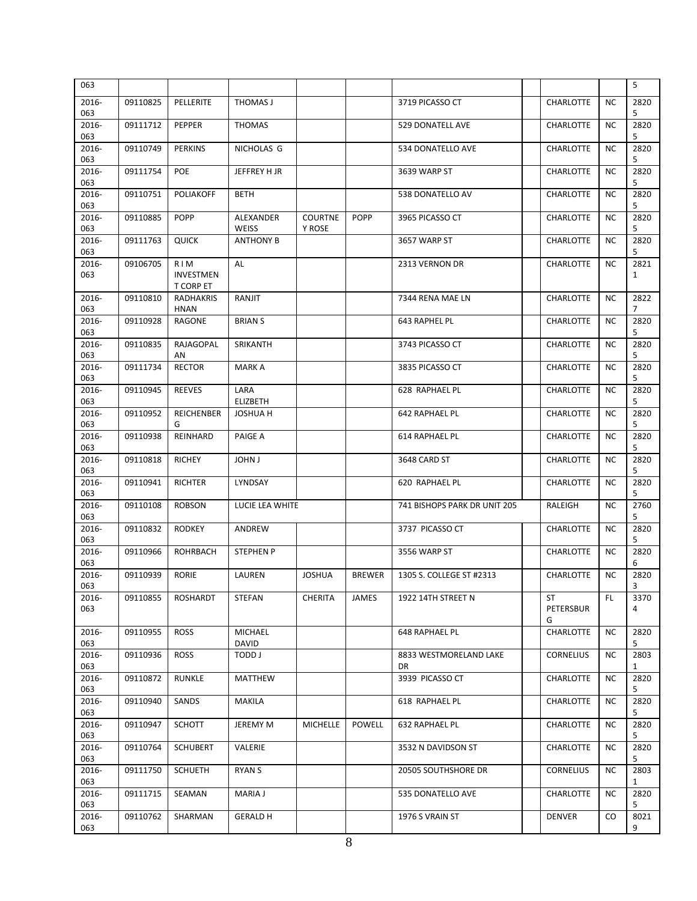| | | | | | | | | | | |
|---|---|---|---|---|---|---|---|---|---|---|
| 063 | | | | | | | | | | 5 |
| 2016-063 | 09110825 | PELLERITE | THOMAS J | | | 3719 PICASSO CT | | CHARLOTTE | NC | 28205 |
| 2016-063 | 09111712 | PEPPER | THOMAS | | | 529 DONATELL AVE | | CHARLOTTE | NC | 28205 |
| 2016-063 | 09110749 | PERKINS | NICHOLAS G | | | 534 DONATELLO AVE | | CHARLOTTE | NC | 28205 |
| 2016-063 | 09111754 | POE | JEFFREY H JR | | | 3639 WARP ST | | CHARLOTTE | NC | 28205 |
| 2016-063 | 09110751 | POLIAKOFF | BETH | | | 538 DONATELLO AV | | CHARLOTTE | NC | 28205 |
| 2016-063 | 09110885 | POPP | ALEXANDER WEISS | COURTNEY ROSE | POPP | 3965 PICASSO CT | | CHARLOTTE | NC | 28205 |
| 2016-063 | 09111763 | QUICK | ANTHONY B | | | 3657 WARP ST | | CHARLOTTE | NC | 28205 |
| 2016-063 | 09106705 | R I M INVESTMENT CORP ET | AL | | | 2313 VERNON DR | | CHARLOTTE | NC | 28211 |
| 2016-063 | 09110810 | RADHAKRISHNAN | RANJIT | | | 7344 RENA MAE LN | | CHARLOTTE | NC | 28227 |
| 2016-063 | 09110928 | RAGONE | BRIAN S | | | 643 RAPHEL PL | | CHARLOTTE | NC | 28205 |
| 2016-063 | 09110835 | RAJAGOPALAN | SRIKANTH | | | 3743 PICASSO CT | | CHARLOTTE | NC | 28205 |
| 2016-063 | 09111734 | RECTOR | MARK A | | | 3835 PICASSO CT | | CHARLOTTE | NC | 28205 |
| 2016-063 | 09110945 | REEVES | LARA ELIZBETH | | | 628 RAPHAEL PL | | CHARLOTTE | NC | 28205 |
| 2016-063 | 09110952 | REICHENBERG | JOSHUA H | | | 642 RAPHAEL PL | | CHARLOTTE | NC | 28205 |
| 2016-063 | 09110938 | REINHARD | PAIGE A | | | 614 RAPHAEL PL | | CHARLOTTE | NC | 28205 |
| 2016-063 | 09110818 | RICHEY | JOHN J | | | 3648 CARD ST | | CHARLOTTE | NC | 28205 |
| 2016-063 | 09110941 | RICHTER | LYNDSAY | | | 620 RAPHAEL PL | | CHARLOTTE | NC | 28205 |
| 2016-063 | 09110108 | ROBSON | LUCIE LEA WHITE | | | 741 BISHOPS PARK DR UNIT 205 | | RALEIGH | NC | 27605 |
| 2016-063 | 09110832 | RODKEY | ANDREW | | | 3737 PICASSO CT | | CHARLOTTE | NC | 28205 |
| 2016-063 | 09110966 | ROHRBACH | STEPHEN P | | | 3556 WARP ST | | CHARLOTTE | NC | 28206 |
| 2016-063 | 09110939 | RORIE | LAUREN | JOSHUA | BREWER | 1305 S. COLLEGE ST #2313 | | CHARLOTTE | NC | 28203 |
| 2016-063 | 09110855 | ROSHARDT | STEFAN | CHERITA | JAMES | 1922 14TH STREET N | | ST PETERSBURG | FL | 33704 |
| 2016-063 | 09110955 | ROSS | MICHAEL DAVID | | | 648 RAPHAEL PL | | CHARLOTTE | NC | 28205 |
| 2016-063 | 09110936 | ROSS | TODD J | | | 8833 WESTMORELAND LAKE DR | | CORNELIUS | NC | 28031 |
| 2016-063 | 09110872 | RUNKLE | MATTHEW | | | 3939 PICASSO CT | | CHARLOTTE | NC | 28205 |
| 2016-063 | 09110940 | SANDS | MAKILA | | | 618 RAPHAEL PL | | CHARLOTTE | NC | 28205 |
| 2016-063 | 09110947 | SCHOTT | JEREMY M | MICHELLE | POWELL | 632 RAPHAEL PL | | CHARLOTTE | NC | 28205 |
| 2016-063 | 09110764 | SCHUBERT | VALERIE | | | 3532 N DAVIDSON ST | | CHARLOTTE | NC | 28205 |
| 2016-063 | 09111750 | SCHUETH | RYAN S | | | 20505 SOUTHSHORE DR | | CORNELIUS | NC | 28031 |
| 2016-063 | 09111715 | SEAMAN | MARIA J | | | 535 DONATELLO AVE | | CHARLOTTE | NC | 28205 |
| 2016-063 | 09110762 | SHARMAN | GERALD H | | | 1976 S VRAIN ST | | DENVER | CO | 80219 |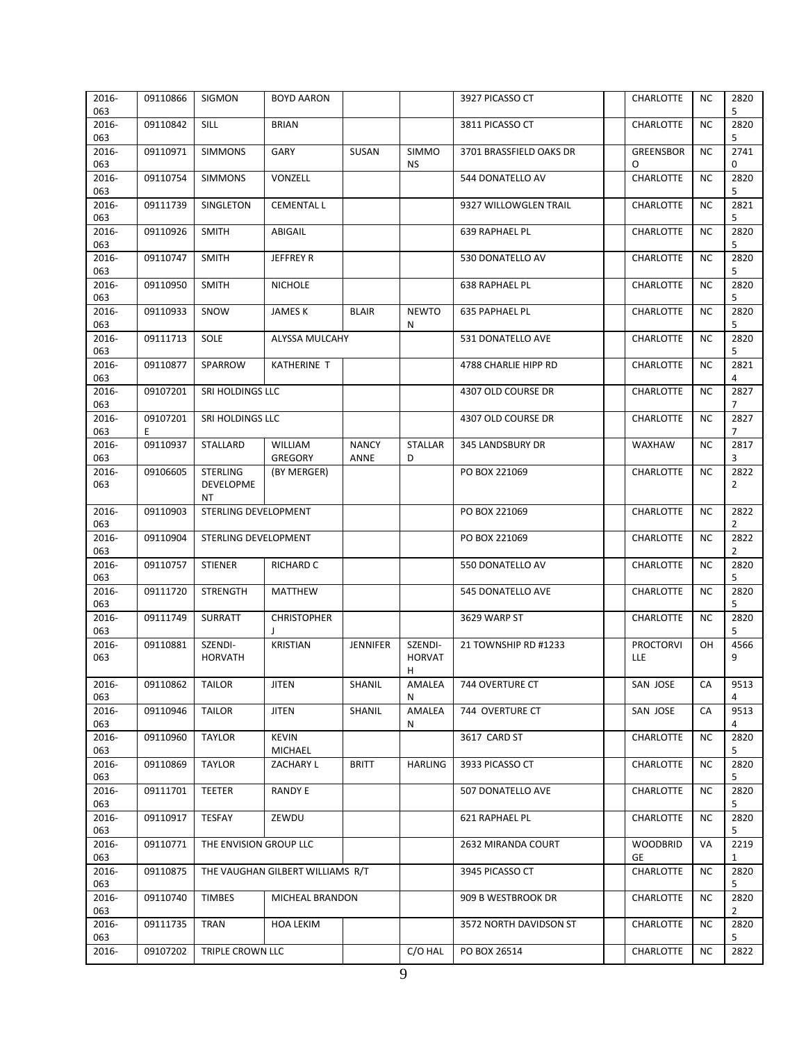| 2016-063 | 09110866 | SIGMON | BOYD AARON | | | 3927 PICASSO CT | | CHARLOTTE | NC | 28205 |
|---|---|---|---|---|---|---|---|---|---|---|
| 2016-063 | 09110842 | SILL | BRIAN | | | 3811 PICASSO CT | | CHARLOTTE | NC | 28205 |
| 2016-063 | 09110971 | SIMMONS | GARY | SUSAN | SIMMONS | 3701 BRASSFIELD OAKS DR | | GREENSBORO | NC | 27410 |
| 2016-063 | 09110754 | SIMMONS | VONZELL | | | 544 DONATELLO AV | | CHARLOTTE | NC | 28205 |
| 2016-063 | 09111739 | SINGLETON | CEMENTAL L | | | 9327 WILLOWGLEN TRAIL | | CHARLOTTE | NC | 28215 |
| 2016-063 | 09110926 | SMITH | ABIGAIL | | | 639 RAPHAEL PL | | CHARLOTTE | NC | 28205 |
| 2016-063 | 09110747 | SMITH | JEFFREY R | | | 530 DONATELLO AV | | CHARLOTTE | NC | 28205 |
| 2016-063 | 09110950 | SMITH | NICHOLE | | | 638 RAPHAEL PL | | CHARLOTTE | NC | 28205 |
| 2016-063 | 09110933 | SNOW | JAMES K | BLAIR | NEWTON | 635 PAPHAEL PL | | CHARLOTTE | NC | 28205 |
| 2016-063 | 09111713 | SOLE | ALYSSA MULCAHY | | | 531 DONATELLO AVE | | CHARLOTTE | NC | 28205 |
| 2016-063 | 09110877 | SPARROW | KATHERINE T | | | 4788 CHARLIE HIPP RD | | CHARLOTTE | NC | 28214 |
| 2016-063 | 09107201 | SRI HOLDINGS LLC | | | | 4307 OLD COURSE DR | | CHARLOTTE | NC | 28277 |
| 2016-063 | 09107201E | SRI HOLDINGS LLC | | | | 4307 OLD COURSE DR | | CHARLOTTE | NC | 28277 |
| 2016-063 | 09110937 | STALLARD | WILLIAM GREGORY | NANCY ANNE | STALLARD | 345 LANDSBURY DR | | WAXHAW | NC | 28173 |
| 2016-063 | 09106605 | STERLING DEVELOPMENT | (BY MERGER) | | | PO BOX 221069 | | CHARLOTTE | NC | 28222 |
| 2016-063 | 09110903 | STERLING DEVELOPMENT | | | | PO BOX 221069 | | CHARLOTTE | NC | 28222 |
| 2016-063 | 09110904 | STERLING DEVELOPMENT | | | | PO BOX 221069 | | CHARLOTTE | NC | 28222 |
| 2016-063 | 09110757 | STIENER | RICHARD C | | | 550 DONATELLO AV | | CHARLOTTE | NC | 28205 |
| 2016-063 | 09111720 | STRENGTH | MATTHEW | | | 545 DONATELLO AVE | | CHARLOTTE | NC | 28205 |
| 2016-063 | 09111749 | SURRATT | CHRISTOPHER J | | | 3629 WARP ST | | CHARLOTTE | NC | 28205 |
| 2016-063 | 09110881 | SZENDI-HORVATH | KRISTIAN | JENNIFER | SZENDI-HORVATH | 21 TOWNSHIP RD #1233 | | PROCTORVILLE | OH | 45669 |
| 2016-063 | 09110862 | TAILOR | JITEN | SHANIL | AMALEAN | 744 OVERTURE CT | | SAN JOSE | CA | 95134 |
| 2016-063 | 09110946 | TAILOR | JITEN | SHANIL | AMALEAN | 744 OVERTURE CT | | SAN JOSE | CA | 95134 |
| 2016-063 | 09110960 | TAYLOR | KEVIN MICHAEL | | | 3617 CARD ST | | CHARLOTTE | NC | 28205 |
| 2016-063 | 09110869 | TAYLOR | ZACHARY L | BRITT | HARLING | 3933 PICASSO CT | | CHARLOTTE | NC | 28205 |
| 2016-063 | 09111701 | TEETER | RANDY E | | | 507 DONATELLO AVE | | CHARLOTTE | NC | 28205 |
| 2016-063 | 09110917 | TESFAY | ZEWDU | | | 621 RAPHAEL PL | | CHARLOTTE | NC | 28205 |
| 2016-063 | 09110771 | THE ENVISION GROUP LLC | | | | 2632 MIRANDA COURT | | WOODBRIDGE | VA | 22191 |
| 2016-063 | 09110875 | THE VAUGHAN GILBERT WILLIAMS R/T | | | | 3945 PICASSO CT | | CHARLOTTE | NC | 28205 |
| 2016-063 | 09110740 | TIMBES | MICHEAL BRANDON | | | 909 B WESTBROOK DR | | CHARLOTTE | NC | 28202 |
| 2016-063 | 09111735 | TRAN | HOA LEKIM | | | 3572 NORTH DAVIDSON ST | | CHARLOTTE | NC | 28205 |
| 2016- | 09107202 | TRIPLE CROWN LLC | | | C/O HAL | PO BOX 26514 | | CHARLOTTE | NC | 2822 |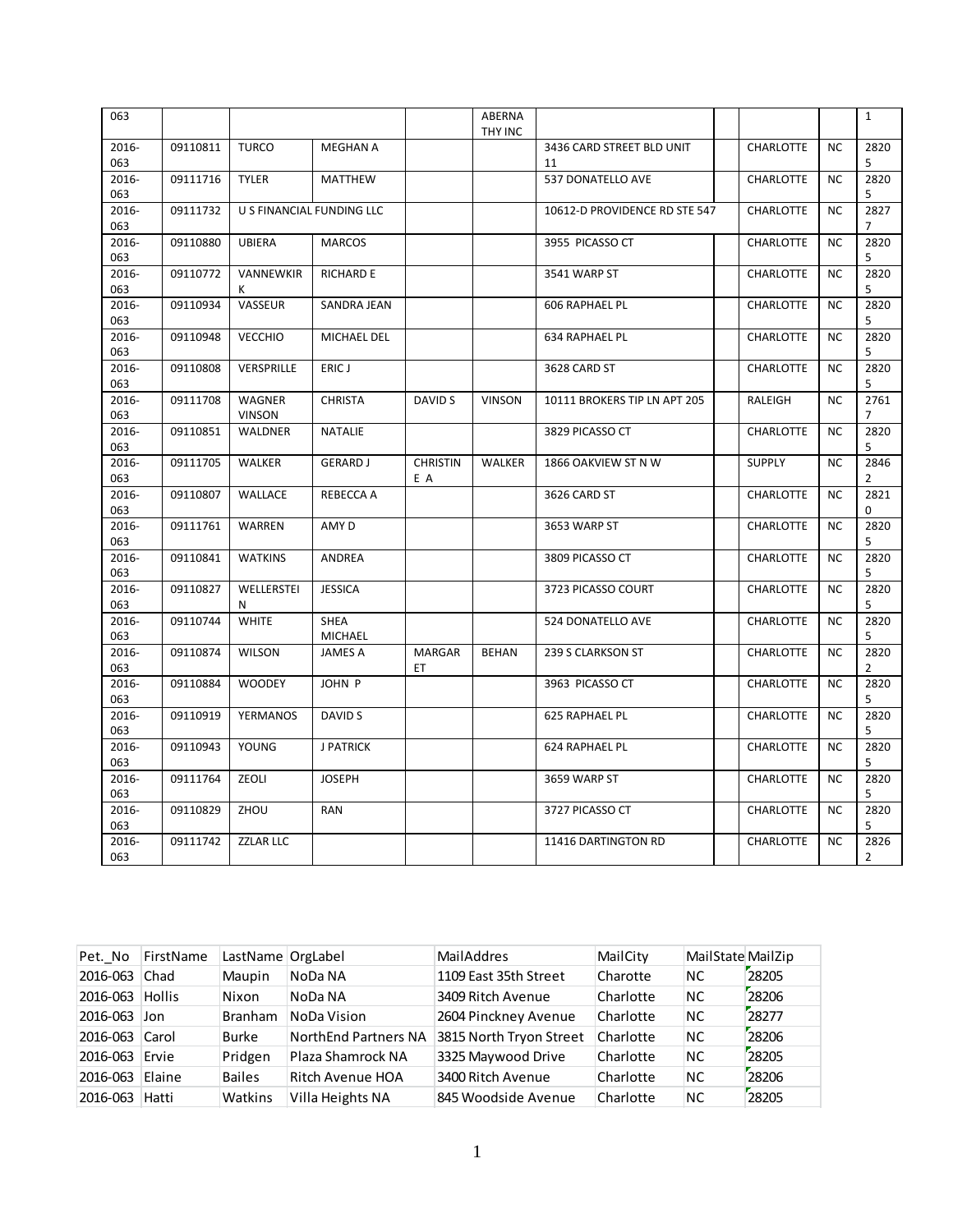| 063 | | | | | ABERNATHY INC | | | | | 1 |
|---|---|---|---|---|---|---|---|---|---|---|
| 2016-063 | 09110811 | TURCO | MEGHAN A | | | 3436 CARD STREET BLD UNIT 11 | | CHARLOTTE | NC | 28205 |
| 2016-063 | 09111716 | TYLER | MATTHEW | | | 537 DONATELLO AVE | | CHARLOTTE | NC | 28205 |
| 2016-063 | 09111732 | U S FINANCIAL FUNDING LLC | | | | 10612-D PROVIDENCE RD STE 547 | | CHARLOTTE | NC | 28277 |
| 2016-063 | 09110880 | UBIERA | MARCOS | | | 3955 PICASSO CT | | CHARLOTTE | NC | 28205 |
| 2016-063 | 09110772 | VANNEWKIRK | RICHARD E | | | 3541 WARP ST | | CHARLOTTE | NC | 28205 |
| 2016-063 | 09110934 | VASSEUR | SANDRA JEAN | | | 606 RAPHAEL PL | | CHARLOTTE | NC | 28205 |
| 2016-063 | 09110948 | VECCHIO | MICHAEL DEL | | | 634 RAPHAEL PL | | CHARLOTTE | NC | 28205 |
| 2016-063 | 09110808 | VERSPRILLE | ERIC J | | | 3628 CARD ST | | CHARLOTTE | NC | 28205 |
| 2016-063 | 09111708 | WAGNER VINSON | CHRISTA | DAVID S | VINSON | 10111 BROKERS TIP LN APT 205 | | RALEIGH | NC | 27617 |
| 2016-063 | 09110851 | WALDNER | NATALIE | | | 3829 PICASSO CT | | CHARLOTTE | NC | 28205 |
| 2016-063 | 09111705 | WALKER | GERARD J | CHRISTINE A | WALKER | 1866 OAKVIEW ST N W | | SUPPLY | NC | 28462 |
| 2016-063 | 09110807 | WALLACE | REBECCA A | | | 3626 CARD ST | | CHARLOTTE | NC | 28210 |
| 2016-063 | 09111761 | WARREN | AMY D | | | 3653 WARP ST | | CHARLOTTE | NC | 28205 |
| 2016-063 | 09110841 | WATKINS | ANDREA | | | 3809 PICASSO CT | | CHARLOTTE | NC | 28205 |
| 2016-063 | 09110827 | WELLERSTEIN | JESSICA | | | 3723 PICASSO COURT | | CHARLOTTE | NC | 28205 |
| 2016-063 | 09110744 | WHITE | SHEA MICHAEL | | | 524 DONATELLO AVE | | CHARLOTTE | NC | 28205 |
| 2016-063 | 09110874 | WILSON | JAMES A | MARGARET | BEHAN | 239 S CLARKSON ST | | CHARLOTTE | NC | 28202 |
| 2016-063 | 09110884 | WOODEY | JOHN P | | | 3963 PICASSO CT | | CHARLOTTE | NC | 28205 |
| 2016-063 | 09110919 | YERMANOS | DAVID S | | | 625 RAPHAEL PL | | CHARLOTTE | NC | 28205 |
| 2016-063 | 09110943 | YOUNG | J PATRICK | | | 624 RAPHAEL PL | | CHARLOTTE | NC | 28205 |
| 2016-063 | 09111764 | ZEOLI | JOSEPH | | | 3659 WARP ST | | CHARLOTTE | NC | 28205 |
| 2016-063 | 09110829 | ZHOU | RAN | | | 3727 PICASSO CT | | CHARLOTTE | NC | 28205 |
| 2016-063 | 09111742 | ZZLAR LLC | | | | 11416 DARTINGTON RD | | CHARLOTTE | NC | 28262 |

| Pet._No | FirstName | LastName | OrgLabel | MailAddres | MailCity | MailState | MailZip |
|---|---|---|---|---|---|---|---|
| 2016-063 | Chad | Maupin | NoDa NA | 1109 East 35th Street | Charotte | NC | 28205 |
| 2016-063 | Hollis | Nixon | NoDa NA | 3409 Ritch Avenue | Charlotte | NC | 28206 |
| 2016-063 | Jon | Branham | NoDa Vision | 2604 Pinckney Avenue | Charlotte | NC | 28277 |
| 2016-063 | Carol | Burke | NorthEnd Partners NA | 3815 North Tryon Street | Charlotte | NC | 28206 |
| 2016-063 | Ervie | Pridgen | Plaza Shamrock NA | 3325 Maywood Drive | Charlotte | NC | 28205 |
| 2016-063 | Elaine | Bailes | Ritch Avenue HOA | 3400 Ritch Avenue | Charlotte | NC | 28206 |
| 2016-063 | Hatti | Watkins | Villa Heights NA | 845 Woodside Avenue | Charlotte | NC | 28205 |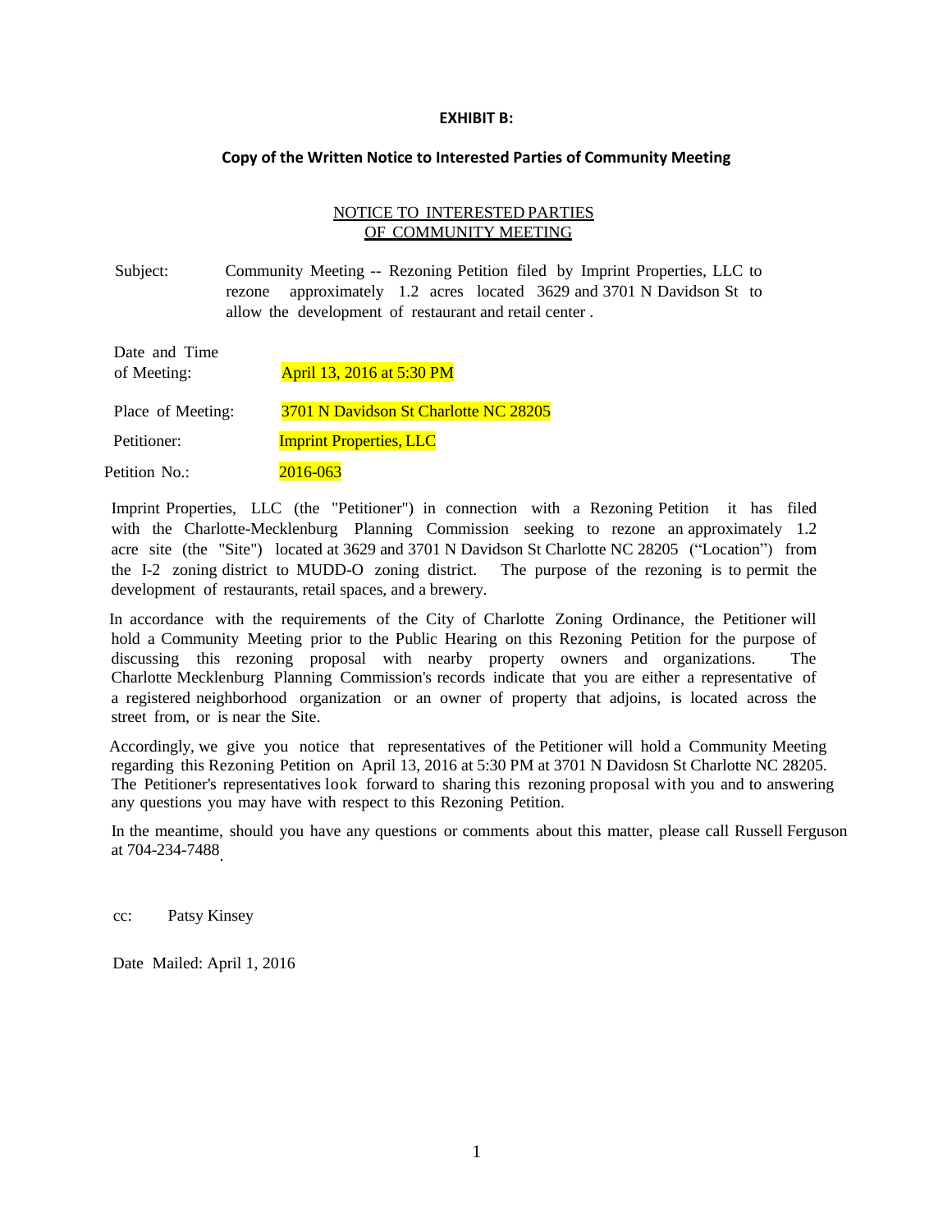**EXHIBIT B:**

**Copy of the Written Notice to Interested Parties of Community Meeting**

NOTICE TO INTERESTED PARTIES
OF COMMUNITY MEETING

Subject: Community Meeting -- Rezoning Petition filed by Imprint Properties, LLC to rezone approximately 1.2 acres located 3629 and 3701 N Davidson St to allow the development of restaurant and retail center .

Date and Time of Meeting: April 13, 2016 at 5:30 PM

Place of Meeting: 3701 N Davidson St Charlotte NC 28205

Petitioner: Imprint Properties, LLC

Petition No.: 2016-063

Imprint Properties, LLC (the "Petitioner") in connection with a Rezoning Petition it has filed with the Charlotte-Mecklenburg Planning Commission seeking to rezone an approximately 1.2 acre site (the "Site") located at 3629 and 3701 N Davidson St Charlotte NC 28205 ("Location") from the I-2 zoning district to MUDD-O zoning district. The purpose of the rezoning is to permit the development of restaurants, retail spaces, and a brewery.

In accordance with the requirements of the City of Charlotte Zoning Ordinance, the Petitioner will hold a Community Meeting prior to the Public Hearing on this Rezoning Petition for the purpose of discussing this rezoning proposal with nearby property owners and organizations. The Charlotte Mecklenburg Planning Commission's records indicate that you are either a representative of a registered neighborhood organization or an owner of property that adjoins, is located across the street from, or is near the Site.

Accordingly, we give you notice that representatives of the Petitioner will hold a Community Meeting regarding this Rezoning Petition on April 13, 2016 at 5:30 PM at 3701 N Davidosn St Charlotte NC 28205. The Petitioner's representatives look forward to sharing this rezoning proposal with you and to answering any questions you may have with respect to this Rezoning Petition.

In the meantime, should you have any questions or comments about this matter, please call Russell Ferguson at 704-234-7488.

cc: Patsy Kinsey

Date Mailed: April 1, 2016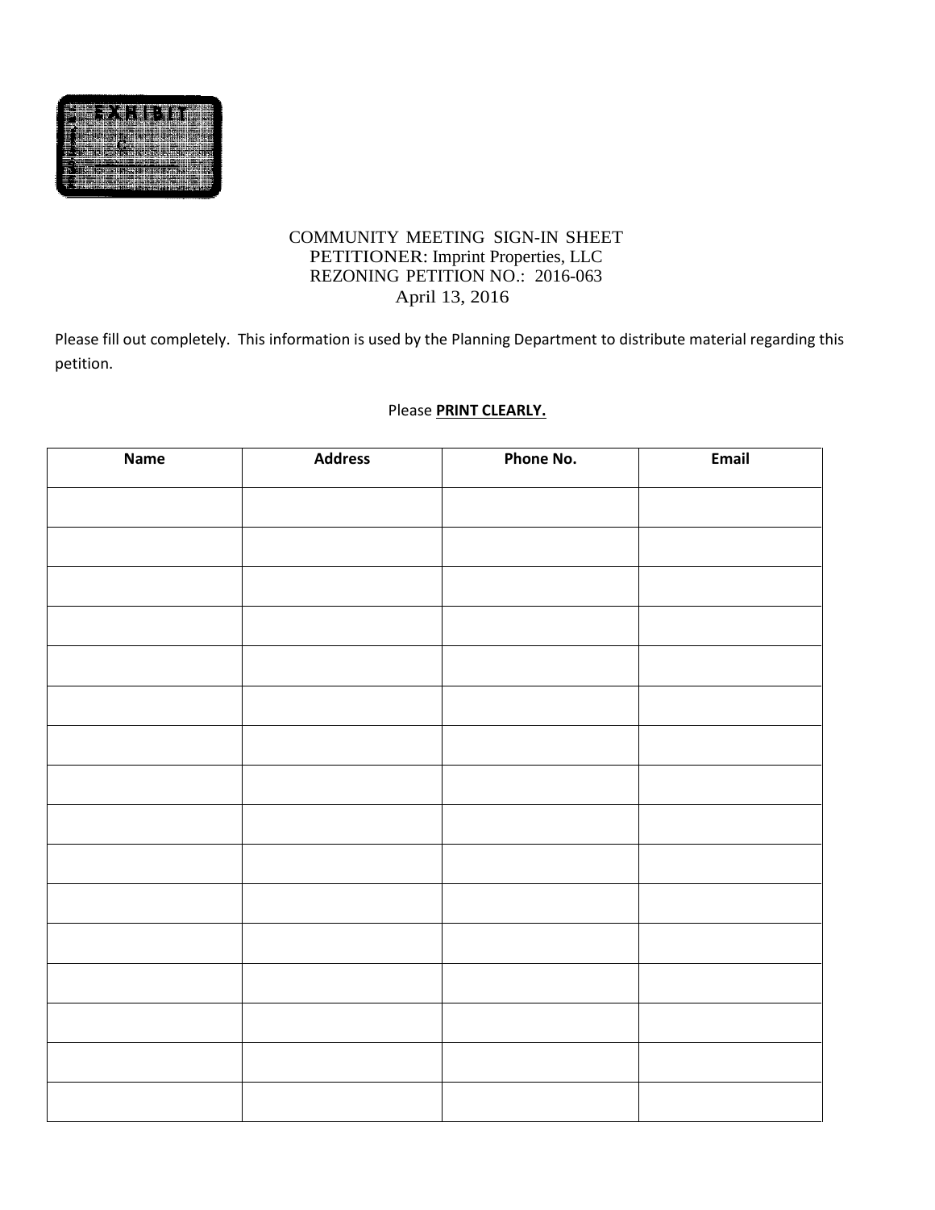EXHIBIT

C

COMMUNITY MEETING SIGN-IN SHEET
PETITIONER: Imprint Properties, LLC
REZONING PETITION NO.: 2016-063
April 13, 2016

Please fill out completely. This information is used by the Planning Department to distribute material regarding this petition.

Please **PRINT CLEARLY.**

| Name | Address | Phone No. | Email |
|---|---|---|---|
| | | | |
| | | | |
| | | | |
| | | | |
| | | | |
| | | | |
| | | | |
| | | | |
| | | | |
| | | | |
| | | | |
| | | | |
| | | | |
| | | | |
| | | | |
| | | | |